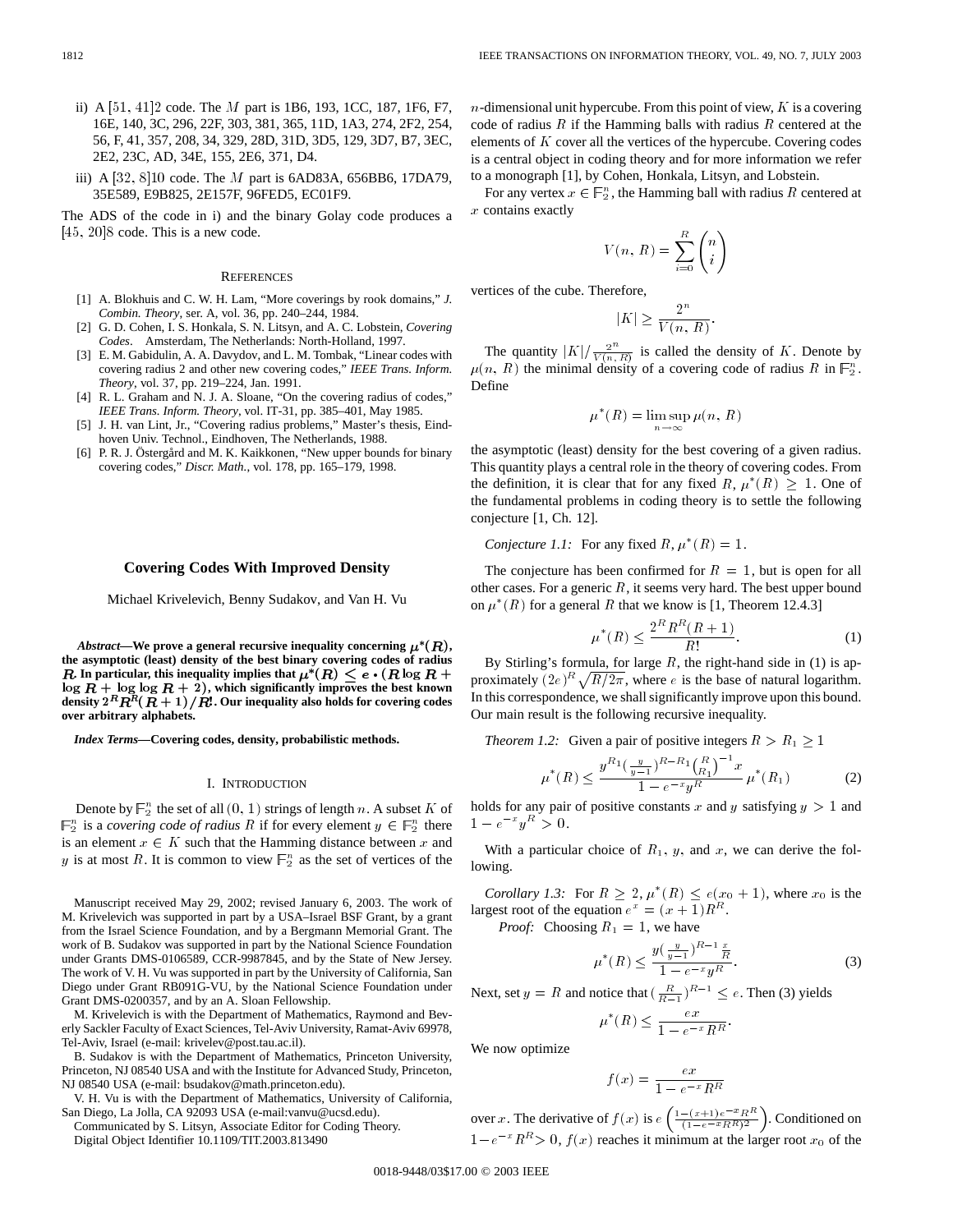ii) A $[51, 41]2$ code. The $M$ part is 1B6, 193, 1CC, 187, 1F6, F7, 16E, 140, 3C, 296, 22F, 303, 381, 365, 11D, 1A3, 274, 2F2, 254, 56, F, 41, 357, 208, 34, 329, 28D, 31D, 3D5, 129, 3D7, B7, 3EC, 2E2, 23C, AD, 34E, 155, 2E6, 371, D4.

iii) A $[32, 8]10$ code. The $M$ part is 6AD83A, 656BB6, 17DA79, 35E589, E9B825, 2E157F, 96FED5, EC01F9.

The ADS of the code in i) and the binary Golay code produces a $[45, 20]8$ code. This is a new code.

## References

[1] A. Blokhuis and C. W. H. Lam, "More coverings by rook domains," *J. Combin. Theory*, ser. A, vol. 36, pp. 240–244, 1984.

[2] G. D. Cohen, I. S. Honkala, S. N. Litsyn, and A. C. Lobstein, *Covering Codes*. Amsterdam, The Netherlands: North-Holland, 1997.

[3] E. M. Gabidulin, A. A. Davydov, and L. M. Tombak, "Linear codes with covering radius 2 and other new covering codes," *IEEE Trans. Inform. Theory*, vol. 37, pp. 219–224, Jan. 1991.

[4] R. L. Graham and N. J. A. Sloane, "On the covering radius of codes," *IEEE Trans. Inform. Theory*, vol. IT-31, pp. 385–401, May 1985.

[5] J. H. van Lint, Jr., "Covering radius problems," Master's thesis, Eindhoven Univ. Technol., Eindhoven, The Netherlands, 1988.

[6] P. R. J. Östergård and M. K. Kaikkonen, "New upper bounds for binary covering codes," *Discr. Math.*, vol. 178, pp. 165–179, 1998.

# Covering Codes With Improved Density

Michael Krivelevich, Benny Sudakov, and Van H. Vu

***Abstract*—We prove a general recursive inequality concerning $\mu^*(R)$, the asymptotic (least) density of the best binary covering codes of radius $R$. In particular, this inequality implies that $\mu^*(R) \le e \cdot (R \log R + \log R + \log \log R + 2)$, which significantly improves the best known density $2^R R^R (R+1)/R!$. Our inequality also holds for covering codes over arbitrary alphabets.**

***Index Terms*—Covering codes, density, probabilistic methods.**

## I. Introduction

Denote by $\mathbb{F}_2^n$ the set of all $(0, 1)$ strings of length $n$. A subset $K$ of $\mathbb{F}_2^n$ is a *covering code of radius* $R$ if for every element $y \in \mathbb{F}_2^n$ there is an element $x \in K$ such that the Hamming distance between $x$ and $y$ is at most $R$. It is common to view $\mathbb{F}_2^n$ as the set of vertices of the $n$-dimensional unit hypercube. From this point of view, $K$ is a covering code of radius $R$ if the Hamming balls with radius $R$ centered at the elements of $K$ cover all the vertices of the hypercube. Covering codes is a central object in coding theory and for more information we refer to a monograph [1], by Cohen, Honkala, Litsyn, and Lobstein.

For any vertex $x \in \mathbb{F}_2^n$, the Hamming ball with radius $R$ centered at $x$ contains exactly

$$V(n, R) = \sum_{i=0}^{R} \binom{n}{i}$$

vertices of the cube. Therefore,

$$|K| \ge \frac{2^n}{V(n, R)}.$$

The quantity $|K| / \frac{2^n}{V(n, R)}$ is called the density of $K$. Denote by $\mu(n, R)$ the minimal density of a covering code of radius $R$ in $\mathbb{F}_2^n$. Define

$$\mu^*(R) = \limsup_{n \to \infty} \mu(n, R)$$

the asymptotic (least) density for the best covering of a given radius. This quantity plays a central role in the theory of covering codes. From the definition, it is clear that for any fixed $R$, $\mu^*(R) \ge 1$. One of the fundamental problems in coding theory is to settle the following conjecture [1, Ch. 12].

*Conjecture 1.1:* For any fixed $R$, $\mu^*(R) = 1$.

The conjecture has been confirmed for $R = 1$, but is open for all other cases. For a generic $R$, it seems very hard. The best upper bound on $\mu^*(R)$ for a general $R$ that we know is [1, Theorem 12.4.3]

$$\mu^*(R) \le \frac{2^R R^R (R+1)}{R!}. \tag{1}$$

By Stirling's formula, for large $R$, the right-hand side in (1) is approximately $(2e)^R \sqrt{R/2\pi}$, where $e$ is the base of natural logarithm. In this correspondence, we shall significantly improve upon this bound. Our main result is the following recursive inequality.

*Theorem 1.2:* Given a pair of positive integers $R > R_1 \ge 1$

$$\mu^*(R) \le \frac{y^{R_1} (\frac{y}{y-1})^{R-R_1} \binom{R}{R_1}^{-1} x}{1 - e^{-x} y^R} \mu^*(R_1) \tag{2}$$

holds for any pair of positive constants $x$ and $y$ satisfying $y > 1$ and $1 - e^{-x} y^R > 0$.

With a particular choice of $R_1$, $y$, and $x$, we can derive the following.

*Corollary 1.3:* For $R \ge 2$, $\mu^*(R) \le e(x_0 + 1)$, where $x_0$ is the largest root of the equation $e^x = (x+1)R^R$.

*Proof:* Choosing $R_1 = 1$, we have

$$\mu^*(R) \le \frac{y (\frac{y}{y-1})^{R-1} \frac{x}{R}}{1 - e^{-x} y^R}. \tag{3}$$

Next, set $y = R$ and notice that $(\frac{R}{R-1})^{R-1} \le e$. Then (3) yields

$$\mu^*(R) \le \frac{ex}{1 - e^{-x} R^R}.$$

We now optimize

$$f(x) = \frac{ex}{1 - e^{-x} R^R}$$

over $x$. The derivative of $f(x)$ is $e \left( \frac{1 - (x+1)e^{-x} R^R}{(1 - e^{-x} R^R)^2} \right)$. Conditioned on $1 - e^{-x} R^R > 0$, $f(x)$ reaches it minimum at the larger root $x_0$ of the

Manuscript received May 29, 2002; revised January 6, 2003. The work of M. Krivelevich was supported in part by a USA–Israel BSF Grant, by a grant from the Israel Science Foundation, and by a Bergmann Memorial Grant. The work of B. Sudakov was supported in part by the National Science Foundation under Grants DMS-0106589, CCR-9987845, and by the State of New Jersey. The work of V. H. Vu was supported in part by the University of California, San Diego under Grant RB091G-VU, by the National Science Foundation under Grant DMS-0200357, and by an A. Sloan Fellowship.

M. Krivelevich is with the Department of Mathematics, Raymond and Beverly Sackler Faculty of Exact Sciences, Tel-Aviv University, Ramat-Aviv 69978, Tel-Aviv, Israel (e-mail: krivelev@post.tau.ac.il).

B. Sudakov is with the Department of Mathematics, Princeton University, Princeton, NJ 08540 USA and with the Institute for Advanced Study, Princeton, NJ 08540 USA (e-mail: bsudakov@math.princeton.edu).

V. H. Vu is with the Department of Mathematics, University of California, San Diego, La Jolla, CA 92093 USA (e-mail:vanvu@ucsd.edu).

Communicated by S. Litsyn, Associate Editor for Coding Theory.

Digital Object Identifier 10.1109/TIT.2003.813490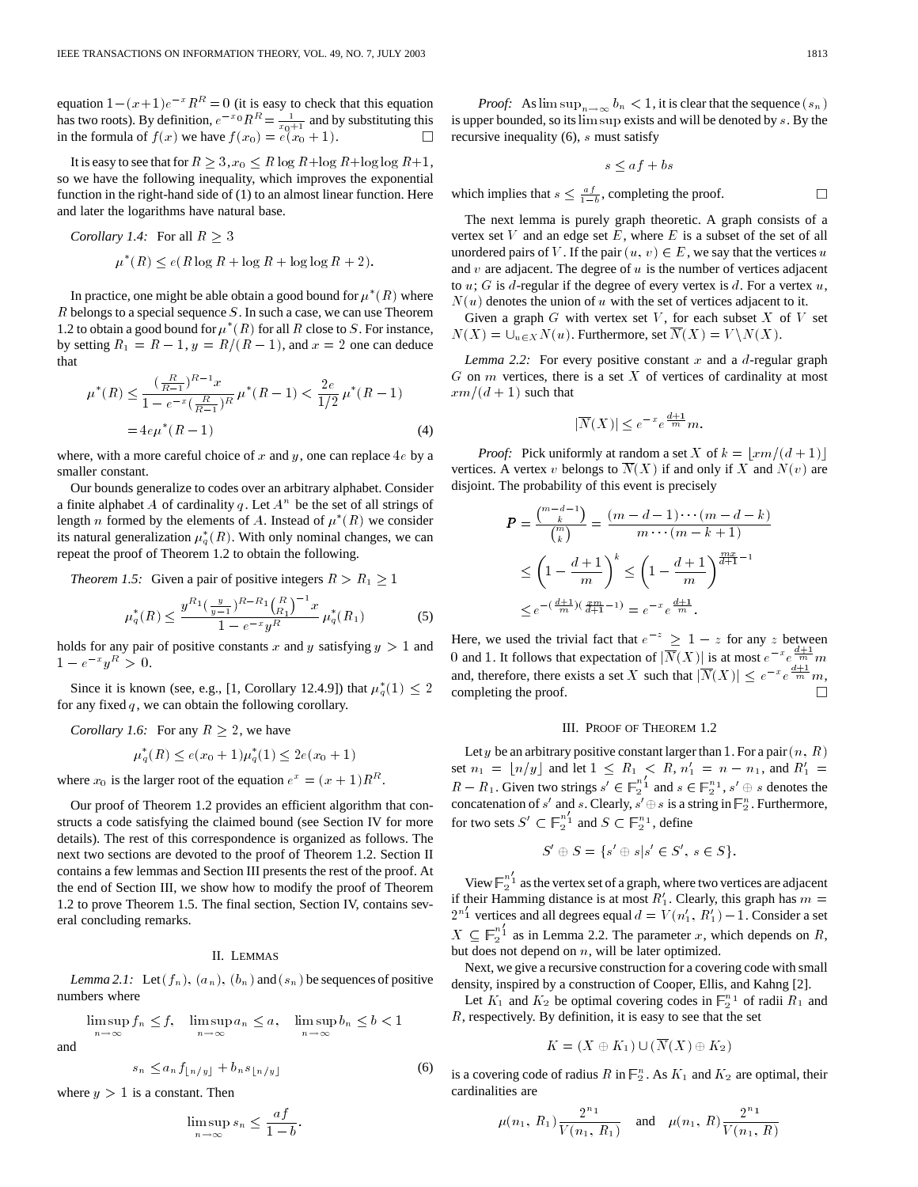equation $1-(x+1)e^{-x}R^R=0$ (it is easy to check that this equation has two roots). By definition, $e^{-x_0}R^R=\frac{1}{x_0+1}$ and by substituting this in the formula of $f(x)$ we have $f(x_0)=e(x_0+1)$. □

It is easy to see that for $R\geq 3, x_0\leq R\log R+\log R+\log\log R+1$, so we have the following inequality, which improves the exponential function in the right-hand side of (1) to an almost linear function. Here and later the logarithms have natural base.

*Corollary 1.4:* For all $R\geq 3$

$$\mu^*(R)\leq e(R\log R+\log R+\log\log R+2).$$

In practice, one might be able obtain a good bound for $\mu^*(R)$ where $R$ belongs to a special sequence $S$. In such a case, we can use Theorem 1.2 to obtain a good bound for $\mu^*(R)$ for all $R$ close to $S$. For instance, by setting $R_1=R-1, y=R/(R-1)$, and $x=2$ one can deduce that

$$\begin{aligned}\mu^*(R)&\leq\frac{\left(\frac{R}{R-1}\right)^{R-1}x}{1-e^{-x}\left(\frac{R}{R-1}\right)^R}\mu^*(R-1)<\frac{2e}{1/2}\mu^*(R-1)\\&=4e\mu^*(R-1)\end{aligned}\tag{4}$$

where, with a more careful choice of $x$ and $y$, one can replace $4e$ by a smaller constant.

Our bounds generalize to codes over an arbitrary alphabet. Consider a finite alphabet $A$ of cardinality $q$. Let $A^n$ be the set of all strings of length $n$ formed by the elements of $A$. Instead of $\mu^*(R)$ we consider its natural generalization $\mu_q^*(R)$. With only nominal changes, we can repeat the proof of Theorem 1.2 to obtain the following.

*Theorem 1.5:* Given a pair of positive integers $R>R_1\geq 1$

$$\mu_q^*(R)\leq\frac{y^{R_1}\left(\frac{y}{y-1}\right)^{R-R_1}\binom{R}{R_1}^{-1}x}{1-e^{-x}y^R}\mu_q^*(R_1)\tag{5}$$

holds for any pair of positive constants $x$ and $y$ satisfying $y>1$ and $1-e^{-x}y^R>0$.

Since it is known (see, e.g., [1, Corollary 12.4.9]) that $\mu_q^*(1)\leq 2$ for any fixed $q$, we can obtain the following corollary.

*Corollary 1.6:* For any $R\geq 2$, we have

$$\mu_q^*(R)\leq e(x_0+1)\mu_q^*(1)\leq 2e(x_0+1)$$

where $x_0$ is the larger root of the equation $e^x=(x+1)R^R$.

Our proof of Theorem 1.2 provides an efficient algorithm that constructs a code satisfying the claimed bound (see Section IV for more details). The rest of this correspondence is organized as follows. The next two sections are devoted to the proof of Theorem 1.2. Section II contains a few lemmas and Section III presents the rest of the proof. At the end of Section III, we show how to modify the proof of Theorem 1.2 to prove Theorem 1.5. The final section, Section IV, contains several concluding remarks.

## II. Lemmas

*Lemma 2.1:* Let $(f_n)$, $(a_n)$, $(b_n)$ and $(s_n)$ be sequences of positive numbers where

$$\limsup_{n\to\infty}f_n\leq f,\quad\limsup_{n\to\infty}a_n\leq a,\quad\limsup_{n\to\infty}b_n\leq b<1$$

and

$$s_n\leq a_nf_{\lfloor n/y\rfloor}+b_ns_{\lfloor n/y\rfloor}\tag{6}$$

where $y>1$ is a constant. Then

$$\limsup_{n\to\infty}s_n\leq\frac{af}{1-b}.$$

*Proof:* As $\limsup_{n\to\infty}b_n<1$, it is clear that the sequence $(s_n)$ is upper bounded, so its $\limsup$ exists and will be denoted by $s$. By the recursive inequality (6), $s$ must satisfy

$$s\leq af+bs$$

which implies that $s\leq\frac{af}{1-b}$, completing the proof. □

The next lemma is purely graph theoretic. A graph consists of a vertex set $V$ and an edge set $E$, where $E$ is a subset of the set of all unordered pairs of $V$. If the pair $(u,v)\in E$, we say that the vertices $u$ and $v$ are adjacent. The degree of $u$ is the number of vertices adjacent to $u$; $G$ is $d$-regular if the degree of every vertex is $d$. For a vertex $u$, $N(u)$ denotes the union of $u$ with the set of vertices adjacent to it.

Given a graph $G$ with vertex set $V$, for each subset $X$ of $V$ set $N(X)=\cup_{u\in X}N(u)$. Furthermore, set $\overline{N}(X)=V\backslash N(X)$.

*Lemma 2.2:* For every positive constant $x$ and a $d$-regular graph $G$ on $m$ vertices, there is a set $X$ of vertices of cardinality at most $xm/(d+1)$ such that

$$|\overline{N}(X)|\leq e^{-x}e^{\frac{d+1}{m}}m.$$

*Proof:* Pick uniformly at random a set $X$ of $k=\lfloor xm/(d+1)\rfloor$ vertices. A vertex $v$ belongs to $\overline{N}(X)$ if and only if $X$ and $N(v)$ are disjoint. The probability of this event is precisely

$$\begin{aligned}P=\frac{\binom{m-d-1}{k}}{\binom{m}{k}}&=\frac{(m-d-1)\cdots(m-d-k)}{m\cdots(m-k+1)}\\&\leq\left(1-\frac{d+1}{m}\right)^k\leq\left(1-\frac{d+1}{m}\right)^{\frac{mx}{d+1}-1}\\&\leq e^{-\left(\frac{d+1}{m}\right)\left(\frac{xm}{d+1}-1\right)}=e^{-x}e^{\frac{d+1}{m}}.\end{aligned}$$

Here, we used the trivial fact that $e^{-z}\geq 1-z$ for any $z$ between 0 and 1. It follows that expectation of $|\overline{N}(X)|$ is at most $e^{-x}e^{\frac{d+1}{m}}m$ and, therefore, there exists a set $X$ such that $|\overline{N}(X)|\leq e^{-x}e^{\frac{d+1}{m}}m$, completing the proof. □

## III. Proof of Theorem 1.2

Let $y$ be an arbitrary positive constant larger than 1. For a pair $(n,R)$ set $n_1=\lfloor n/y\rfloor$ and let $1\leq R_1<R, n_1'=n-n_1$, and $R_1'=R-R_1$. Given two strings $s'\in\mathbb{F}_2^{n_1'}$ and $s\in\mathbb{F}_2^{n_1}$, $s'\oplus s$ denotes the concatenation of $s'$ and $s$. Clearly, $s'\oplus s$ is a string in $\mathbb{F}_2^n$. Furthermore, for two sets $S'\subset\mathbb{F}_2^{n_1'}$ and $S\subset\mathbb{F}_2^{n_1}$, define

$$S'\oplus S=\{s'\oplus s|s'\in S', s\in S\}.$$

View $\mathbb{F}_2^{n_1'}$ as the vertex set of a graph, where two vertices are adjacent if their Hamming distance is at most $R_1'$. Clearly, this graph has $m=2^{n_1'}$ vertices and all degrees equal $d=V(n_1',R_1')-1$. Consider a set $X\subseteq\mathbb{F}_2^{n_1'}$ as in Lemma 2.2. The parameter $x$, which depends on $R$, but does not depend on $n$, will be later optimized.

Next, we give a recursive construction for a covering code with small density, inspired by a construction of Cooper, Ellis, and Kahng [2].

Let $K_1$ and $K_2$ be optimal covering codes in $\mathbb{F}_2^{n_1}$ of radii $R_1$ and $R$, respectively. By definition, it is easy to see that the set

$$K=(X\oplus K_1)\cup(\overline{N}(X)\oplus K_2)$$

is a covering code of radius $R$ in $\mathbb{F}_2^n$. As $K_1$ and $K_2$ are optimal, their cardinalities are

$$\mu(n_1,R_1)\frac{2^{n_1}}{V(n_1,R_1)}\quad\text{and}\quad\mu(n_1,R)\frac{2^{n_1}}{V(n_1,R)}$$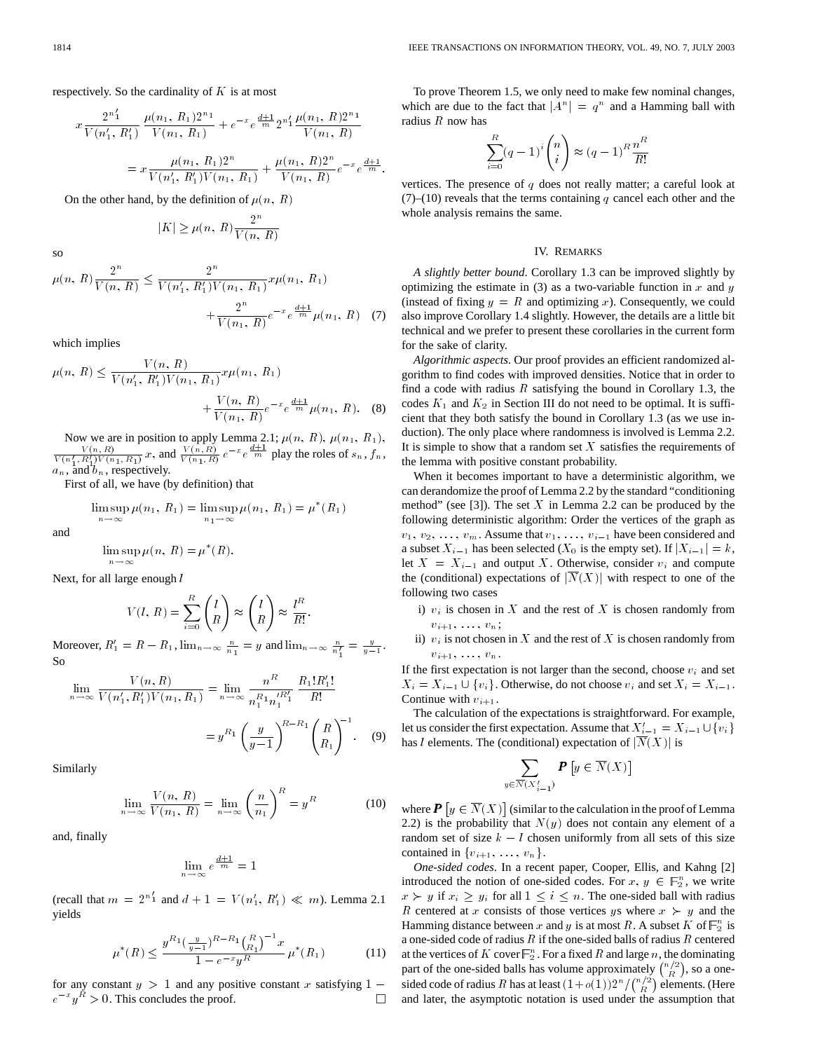respectively. So the cardinality of $K$ is at most

$$x\frac{2^{n_1'}}{V(n_1', R_1')}\frac{\mu(n_1, R_1)2^{n_1}}{V(n_1, R_1)} + e^{-x}e^{\frac{d+1}{m}}2^{n_1'}\frac{\mu(n_1, R)2^{n_1}}{V(n_1, R)}$$

$$= x\frac{\mu(n_1, R_1)2^n}{V(n_1', R_1')V(n_1, R_1)} + \frac{\mu(n_1, R)2^n}{V(n_1, R)}e^{-x}e^{\frac{d+1}{m}}.$$

On the other hand, by the definition of $\mu(n, R)$

$$|K| \geq \mu(n, R)\frac{2^n}{V(n, R)}$$

so

$$\mu(n, R)\frac{2^n}{V(n, R)} \leq \frac{2^n}{V(n_1', R_1')V(n_1, R_1)}x\mu(n_1, R_1) + \frac{2^n}{V(n_1, R)}e^{-x}e^{\frac{d+1}{m}}\mu(n_1, R) \quad (7)$$

which implies

$$\mu(n, R) \leq \frac{V(n, R)}{V(n_1', R_1')V(n_1, R_1)}x\mu(n_1, R_1) + \frac{V(n, R)}{V(n_1, R)}e^{-x}e^{\frac{d+1}{m}}\mu(n_1, R). \quad (8)$$

Now we are in position to apply Lemma 2.1; $\mu(n, R)$, $\mu(n_1, R_1)$, $\frac{V(n, R)}{V(n_1', R_1')V(n_1, R_1)}x$, and $\frac{V(n, R)}{V(n_1, R)}e^{-x}e^{\frac{d+1}{m}}$ play the roles of $s_n$, $f_n$, $a_n$, and $b_n$, respectively.

First of all, we have (by definition) that

$$\limsup_{n\to\infty}\mu(n_1, R_1) = \limsup_{n_1\to\infty}\mu(n_1, R_1) = \mu^*(R_1)$$

and

$$\limsup_{n\to\infty}\mu(n, R) = \mu^*(R).$$

Next, for all large enough $l$

$$V(l, R) = \sum_{i=0}^{R}\binom{l}{R} \approx \binom{l}{R} \approx \frac{l^R}{R!}.$$

Moreover, $R_1' = R - R_1$, $\lim_{n\to\infty}\frac{n}{n_1} = y$ and $\lim_{n\to\infty}\frac{n}{n_1'} = \frac{y}{y-1}$. So

$$\lim_{n\to\infty}\frac{V(n, R)}{V(n_1', R_1')V(n_1, R_1)} = \lim_{n\to\infty}\frac{n^R}{n_1^{R_1}n_1'^{R_1'}}\frac{R_1!R_1'!}{R!} = y^{R_1}\left(\frac{y}{y-1}\right)^{R-R_1}\binom{R}{R_1}^{-1}. \quad (9)$$

Similarly

$$\lim_{n\to\infty}\frac{V(n, R)}{V(n_1, R)} = \lim_{n\to\infty}\left(\frac{n}{n_1}\right)^R = y^R \quad (10)$$

and, finally

$$\lim_{n\to\infty}e^{\frac{d+1}{m}} = 1$$

(recall that $m = 2^{n_1'}$ and $d + 1 = V(n_1', R_1') \ll m$). Lemma 2.1 yields

$$\mu^*(R) \leq \frac{y^{R_1}\left(\frac{y}{y-1}\right)^{R-R_1}\binom{R}{R_1}^{-1}x}{1 - e^{-x}y^R}\mu^*(R_1) \quad (11)$$

for any constant $y > 1$ and any positive constant $x$ satisfying $1 - e^{-x}y^R > 0$. This concludes the proof. □

To prove Theorem 1.5, we only need to make few nominal changes, which are due to the fact that $|A^n| = q^n$ and a Hamming ball with radius $R$ now has

$$\sum_{i=0}^{R}(q-1)^i\binom{n}{i} \approx (q-1)^R\frac{n^R}{R!}$$

vertices. The presence of $q$ does not really matter; a careful look at (7)–(10) reveals that the terms containing $q$ cancel each other and the whole analysis remains the same.

## IV. Remarks

*A slightly better bound*. Corollary 1.3 can be improved slightly by optimizing the estimate in (3) as a two-variable function in $x$ and $y$ (instead of fixing $y = R$ and optimizing $x$). Consequently, we could also improve Corollary 1.4 slightly. However, the details are a little bit technical and we prefer to present these corollaries in the current form for the sake of clarity.

*Algorithmic aspects*. Our proof provides an efficient randomized algorithm to find codes with improved densities. Notice that in order to find a code with radius $R$ satisfying the bound in Corollary 1.3, the codes $K_1$ and $K_2$ in Section III do not need to be optimal. It is sufficient that they both satisfy the bound in Corollary 1.3 (as we use induction). The only place where randomness is involved is Lemma 2.2. It is simple to show that a random set $X$ satisfies the requirements of the lemma with positive constant probability.

When it becomes important to have a deterministic algorithm, we can derandomize the proof of Lemma 2.2 by the standard "conditioning method" (see [3]). The set $X$ in Lemma 2.2 can be produced by the following deterministic algorithm: Order the vertices of the graph as $v_1, v_2, \ldots, v_m$. Assume that $v_1, \ldots, v_{i-1}$ have been considered and a subset $X_{i-1}$ has been selected ($X_0$ is the empty set). If $|X_{i-1}| = k$, let $X = X_{i-1}$ and output $X$. Otherwise, consider $v_i$ and compute the (conditional) expectations of $|\overline{N}(X)|$ with respect to one of the following two cases

i) $v_i$ is chosen in $X$ and the rest of $X$ is chosen randomly from $v_{i+1}, \ldots, v_n$;

ii) $v_i$ is not chosen in $X$ and the rest of $X$ is chosen randomly from $v_{i+1}, \ldots, v_n$.

If the first expectation is not larger than the second, choose $v_i$ and set $X_i = X_{i-1} \cup \{v_i\}$. Otherwise, do not choose $v_i$ and set $X_i = X_{i-1}$. Continue with $v_{i+1}$.

The calculation of the expectations is straightforward. For example, let us consider the first expectation. Assume that $X_{i-1}' = X_{i-1} \cup \{v_i\}$ has $l$ elements. The (conditional) expectation of $|\overline{N}(X)|$ is

$$\sum_{y \in \overline{N}(X_{i-1}')} \boldsymbol{P}\left[y \in \overline{N}(X)\right]$$

where $\boldsymbol{P}\left[y \in \overline{N}(X)\right]$ (similar to the calculation in the proof of Lemma 2.2) is the probability that $N(y)$ does not contain any element of a random set of size $k - l$ chosen uniformly from all sets of this size contained in $\{v_{i+1}, \ldots, v_n\}$.

*One-sided codes*. In a recent paper, Cooper, Ellis, and Kahng [2] introduced the notion of one-sided codes. For $x, y \in \mathbb{F}_2^n$, we write $x \succ y$ if $x_i \geq y_i$ for all $1 \leq i \leq n$. The one-sided ball with radius $R$ centered at $x$ consists of those vertices $y$s where $x \succ y$ and the Hamming distance between $x$ and $y$ is at most $R$. A subset $K$ of $\mathbb{F}_2^n$ is a one-sided code of radius $R$ if the one-sided balls of radius $R$ centered at the vertices of $K$ cover $\mathbb{F}_2^n$. For a fixed $R$ and large $n$, the dominating part of the one-sided balls has volume approximately $\binom{n/2}{R}$, so a one-sided code of radius $R$ has at least $(1+o(1))2^n/\binom{n/2}{R}$ elements. (Here and later, the asymptotic notation is used under the assumption that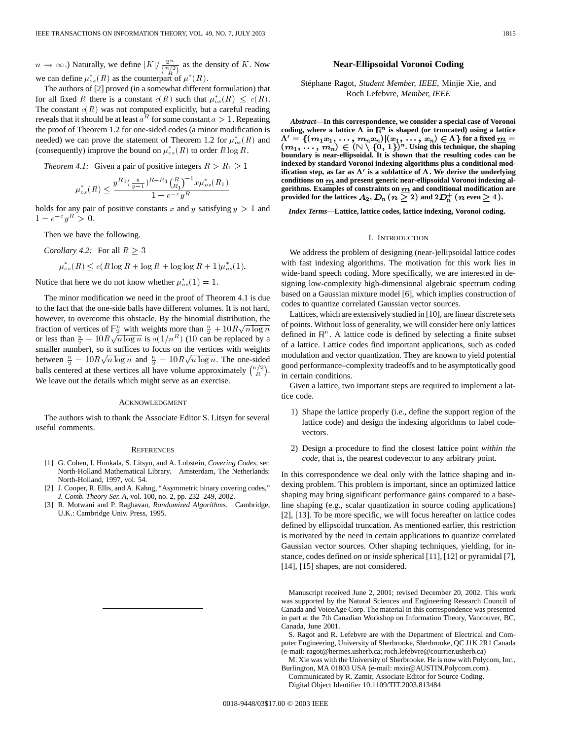$n \to \infty$.) Naturally, we define $|K|/\frac{2^n}{\binom{n/2}{R}}$ as the density of $K$. Now we can define $\mu_{os}^*(R)$ as the counterpart of $\mu^*(R)$.

The authors of [2] proved (in a somewhat different formulation) that for all fixed $R$ there is a constant $c(R)$ such that $\mu_{os}^*(R) \le c(R)$. The constant $c(R)$ was not computed explicitly, but a careful reading reveals that it should be at least $a^R$ for some constant $a > 1$. Repeating the proof of Theorem 1.2 for one-sided codes (a minor modification is needed) we can prove the statement of Theorem 1.2 for $\mu_{os}^*(R)$ and (consequently) improve the bound on $\mu_{os}^*(R)$ to order $R \log R$.

*Theorem 4.1:* Given a pair of positive integers $R > R_1 \ge 1$

$$\mu_{os}^*(R) \le \frac{y^{R_1}(\frac{y}{y-1})^{R-R_1}\binom{R}{R_1}^{-1} x \mu_{os}^*(R_1)}{1 - e^{-x}y^R}$$

holds for any pair of positive constants $x$ and $y$ satisfying $y > 1$ and $1 - e^{-x}y^R > 0$.

Then we have the following.

*Corollary 4.2:* For all $R \ge 3$

$$\mu_{os}^*(R) \le e(R \log R + \log R + \log\log R + 1)\mu_{os}^*(1).$$

Notice that here we do not know whether $\mu_{os}^*(1) = 1$.

The minor modification we need in the proof of Theorem 4.1 is due to the fact that the one-side balls have different volumes. It is not hard, however, to overcome this obstacle. By the binomial distribution, the fraction of vertices of $\mathbb{F}_2^n$ with weights more than $\frac{n}{2} + 10R\sqrt{n \log n}$ or less than $\frac{n}{2} - 10R\sqrt{n \log n}$ is $o(1/n^R)$ (10 can be replaced by a smaller number), so it suffices to focus on the vertices with weights between $\frac{n}{2} - 10R\sqrt{n \log n}$ and $\frac{n}{2} + 10R\sqrt{n \log n}$. The one-sided balls centered at these vertices all have volume approximately $\binom{n/2}{R}$. We leave out the details which might serve as an exercise.

## Acknowledgment

The authors wish to thank the Associate Editor S. Litsyn for several useful comments.

## References

[1] G. Cohen, I. Honkala, S. Litsyn, and A. Lobstein, *Covering Codes*, ser. North-Holland Mathematical Library. Amsterdam, The Netherlands: North-Holland, 1997, vol. 54.

[2] J. Cooper, R. Ellis, and A. Kahng, "Asymmetric binary covering codes," *J. Comb. Theory Ser. A*, vol. 100, no. 2, pp. 232–249, 2002.

[3] R. Motwani and P. Raghavan, *Randomized Algorithms*. Cambridge, U.K.: Cambridge Univ. Press, 1995.

# Near-Ellipsoidal Voronoi Coding

Stéphane Ragot, *Student Member, IEEE*, Minjie Xie, and Roch Lefebvre, *Member, IEEE*

***Abstract*—In this correspondence, we consider a special case of Voronoi coding, where a lattice $\Lambda$ in $\mathbb{R}^n$ is shaped (or truncated) using a lattice $\Lambda' = \{(m_1x_1, \ldots, m_nx_n) | (x_1, \ldots, x_n) \in \Lambda\}$ for a fixed $\underline{m} = (m_1, \ldots, m_n) \in (\mathbb{N} \setminus \{0, 1\})^n$. Using this technique, the shaping boundary is near-ellipsoidal. It is shown that the resulting codes can be indexed by standard Voronoi indexing algorithms plus a conditional modification step, as far as $\Lambda'$ is a sublattice of $\Lambda$. We derive the underlying conditions on $\underline{m}$ and present generic near-ellipsoidal Voronoi indexing algorithms. Examples of constraints on $\underline{m}$ and conditional modification are provided for the lattices $A_2$, $D_n$ ($n \ge 2$) and $2D_n^+$ ($n$ even $\ge 4$).**

***Index Terms*—Lattice, lattice codes, lattice indexing, Voronoi coding.**

## I. Introduction

We address the problem of designing (near-)ellipsoidal lattice codes with fast indexing algorithms. The motivation for this work lies in wide-band speech coding. More specifically, we are interested in designing low-complexity high-dimensional algebraic spectrum coding based on a Gaussian mixture model [6], which implies construction of codes to quantize correlated Gaussian vector sources.

Lattices, which are extensively studied in [10], are linear discrete sets of points. Without loss of generality, we will consider here only lattices defined in $\mathbb{R}^n$. A lattice code is defined by selecting a finite subset of a lattice. Lattice codes find important applications, such as coded modulation and vector quantization. They are known to yield potential good performance–complexity tradeoffs and to be asymptotically good in certain conditions.

Given a lattice, two important steps are required to implement a lattice code.

1) Shape the lattice properly (i.e., define the support region of the lattice code) and design the indexing algorithms to label codevectors.

2) Design a procedure to find the closest lattice point *within the code*, that is, the nearest codevector to any arbitrary point.

In this correspondence we deal only with the lattice shaping and indexing problem. This problem is important, since an optimized lattice shaping may bring significant performance gains compared to a baseline shaping (e.g., scalar quantization in source coding applications) [2], [13]. To be more specific, we will focus hereafter on lattice codes defined by ellipsoidal truncation. As mentioned earlier, this restriction is motivated by the need in certain applications to quantize correlated Gaussian vector sources. Other shaping techniques, yielding, for instance, codes defined *on* or *inside* spherical [11], [12] or pyramidal [7], [14], [15] shapes, are not considered.

Manuscript received June 2, 2001; revised December 20, 2002. This work was supported by the Natural Sciences and Engineering Research Council of Canada and VoiceAge Corp. The material in this correspondence was presented in part at the 7th Canadian Workshop on Information Theory, Vancouver, BC, Canada, June 2001.

S. Ragot and R. Lefebvre are with the Department of Electrical and Computer Engineering, University of Sherbrooke, Sherbrooke, QC J1K 2R1 Canada (e-mail: ragot@hermes.usherb.ca; roch.lefebvre@courrier.usherb.ca)

M. Xie was with the University of Sherbrooke. He is now with Polycom, Inc., Burlington, MA 01803 USA (e-mail: mxie@AUSTIN.Polycom.com).

Communicated by R. Zamir, Associate Editor for Source Coding.

Digital Object Identifier 10.1109/TIT.2003.813484